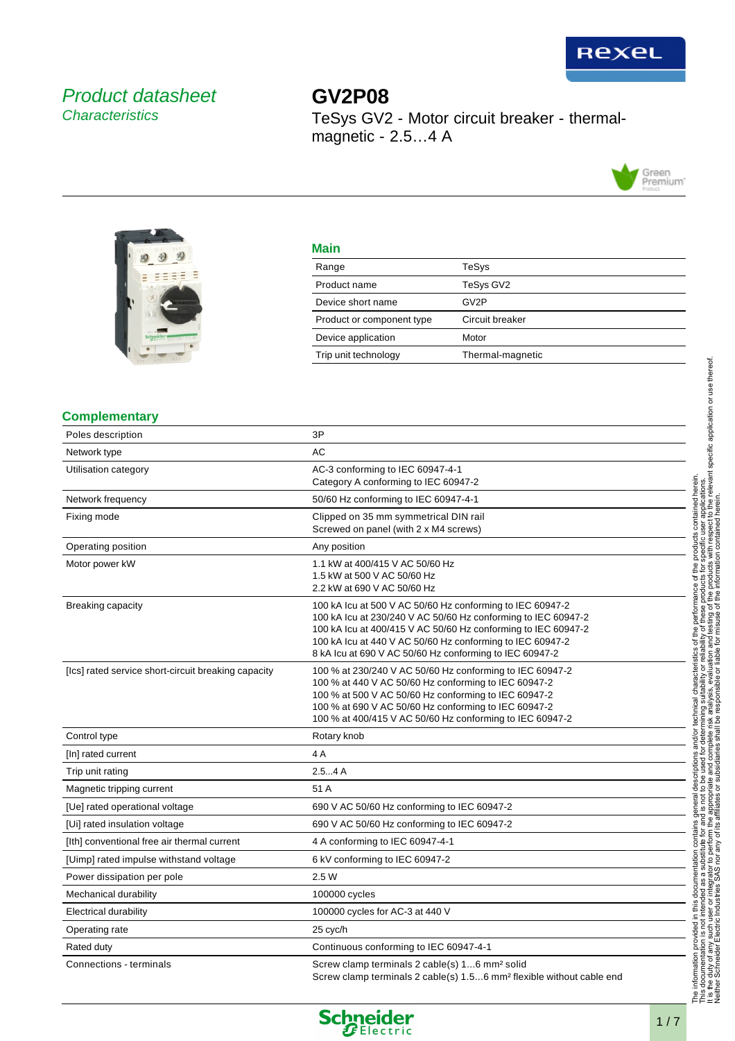*Product datasheet*
*Characteristics*

# GV2P08

TeSys GV2 - Motor circuit breaker - thermal-magnetic - 2.5…4 A

## Main

| | |
|---|---|
| Range | TeSys |
| Product name | TeSys GV2 |
| Device short name | GV2P |
| Product or component type | Circuit breaker |
| Device application | Motor |
| Trip unit technology | Thermal-magnetic |

## Complementary

| | |
|---|---|
| Poles description | 3P |
| Network type | AC |
| Utilisation category | AC-3 conforming to IEC 60947-4-1<br>Category A conforming to IEC 60947-2 |
| Network frequency | 50/60 Hz conforming to IEC 60947-4-1 |
| Fixing mode | Clipped on 35 mm symmetrical DIN rail<br>Screwed on panel (with 2 x M4 screws) |
| Operating position | Any position |
| Motor power kW | 1.1 kW at 400/415 V AC 50/60 Hz<br>1.5 kW at 500 V AC 50/60 Hz<br>2.2 kW at 690 V AC 50/60 Hz |
| Breaking capacity | 100 kA Icu at 500 V AC 50/60 Hz conforming to IEC 60947-2<br>100 kA Icu at 230/240 V AC 50/60 Hz conforming to IEC 60947-2<br>100 kA Icu at 400/415 V AC 50/60 Hz conforming to IEC 60947-2<br>100 kA Icu at 440 V AC 50/60 Hz conforming to IEC 60947-2<br>8 kA Icu at 690 V AC 50/60 Hz conforming to IEC 60947-2 |
| [Ics] rated service short-circuit breaking capacity | 100 % at 230/240 V AC 50/60 Hz conforming to IEC 60947-2<br>100 % at 440 V AC 50/60 Hz conforming to IEC 60947-2<br>100 % at 500 V AC 50/60 Hz conforming to IEC 60947-2<br>100 % at 690 V AC 50/60 Hz conforming to IEC 60947-2<br>100 % at 400/415 V AC 50/60 Hz conforming to IEC 60947-2 |
| Control type | Rotary knob |
| [In] rated current | 4 A |
| Trip unit rating | 2.5...4 A |
| Magnetic tripping current | 51 A |
| [Ue] rated operational voltage | 690 V AC 50/60 Hz conforming to IEC 60947-2 |
| [Ui] rated insulation voltage | 690 V AC 50/60 Hz conforming to IEC 60947-2 |
| [Ith] conventional free air thermal current | 4 A conforming to IEC 60947-4-1 |
| [Uimp] rated impulse withstand voltage | 6 kV conforming to IEC 60947-2 |
| Power dissipation per pole | 2.5 W |
| Mechanical durability | 100000 cycles |
| Electrical durability | 100000 cycles for AC-3 at 440 V |
| Operating rate | 25 cyc/h |
| Rated duty | Continuous conforming to IEC 60947-4-1 |
| Connections - terminals | Screw clamp terminals 2 cable(s) 1…6 mm² solid<br>Screw clamp terminals 2 cable(s) 1.5…6 mm² flexible without cable end |

The information provided in this documentation contains general descriptions and/or technical characteristics of the performance of the products contained herein.
This documentation is not intended as a substitute for and is not to be used for determining suitability or reliability of these products for specific user applications.
It is the duty of any such user or integrator to perform the appropriate and complete risk analysis, evaluation and testing of the products with respect to the relevant specific application or use thereof.
Neither Schneider Electric Industries SAS nor any of its affiliates or subsidiaries shall be responsible or liable for misuse of the information contained herein.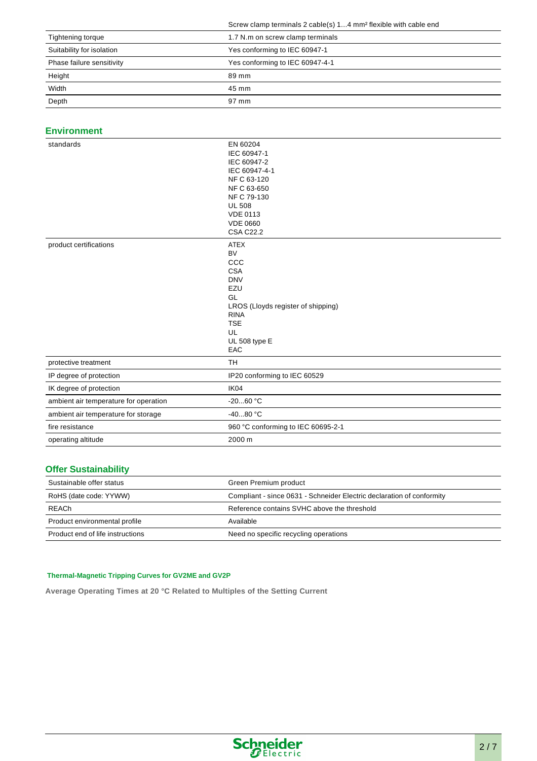| | |
|---|---|
| | Screw clamp terminals 2 cable(s) 1…4 mm² flexible with cable end |
| Tightening torque | 1.7 N.m on screw clamp terminals |
| Suitability for isolation | Yes conforming to IEC 60947-1 |
| Phase failure sensitivity | Yes conforming to IEC 60947-4-1 |
| Height | 89 mm |
| Width | 45 mm |
| Depth | 97 mm |

## Environment

| | |
|---|---|
| standards | EN 60204<br>IEC 60947-1<br>IEC 60947-2<br>IEC 60947-4-1<br>NF C 63-120<br>NF C 63-650<br>NF C 79-130<br>UL 508<br>VDE 0113<br>VDE 0660<br>CSA C22.2 |
| product certifications | ATEX<br>BV<br>CCC<br>CSA<br>DNV<br>EZU<br>GL<br>LROS (Lloyds register of shipping)<br>RINA<br>TSE<br>UL<br>UL 508 type E<br>EAC |
| protective treatment | TH |
| IP degree of protection | IP20 conforming to IEC 60529 |
| IK degree of protection | IK04 |
| ambient air temperature for operation | -20…60 °C |
| ambient air temperature for storage | -40…80 °C |
| fire resistance | 960 °C conforming to IEC 60695-2-1 |
| operating altitude | 2000 m |

## Offer Sustainability

| | |
|---|---|
| Sustainable offer status | Green Premium product |
| RoHS (date code: YYWW) | Compliant - since 0631 - Schneider Electric declaration of conformity |
| REACh | Reference contains SVHC above the threshold |
| Product environmental profile | Available |
| Product end of life instructions | Need no specific recycling operations |

#### Thermal-Magnetic Tripping Curves for GV2ME and GV2P

**Average Operating Times at 20 °C Related to Multiples of the Setting Current**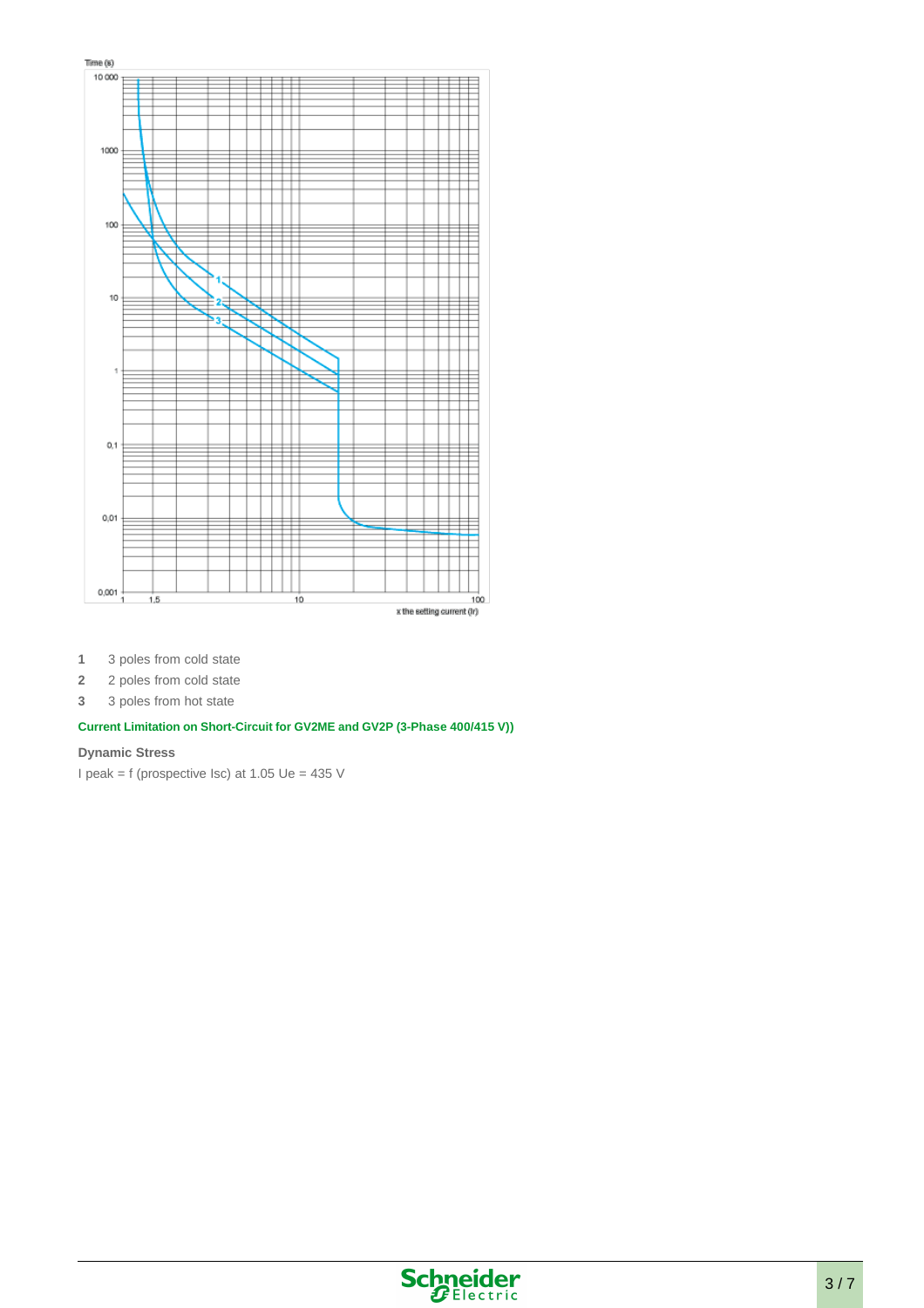Time (s)

10 000

1000

100

10

1

0,1

0,01

0,001

1

1.5

10

100

x the setting current (Ir)

1

2

3

- **1** 3 poles from cold state
- **2** 2 poles from cold state
- **3** 3 poles from hot state

### Current Limitation on Short-Circuit for GV2ME and GV2P (3-Phase 400/415 V))

**Dynamic Stress**

I peak = f (prospective Isc) at 1.05 Ue = 435 V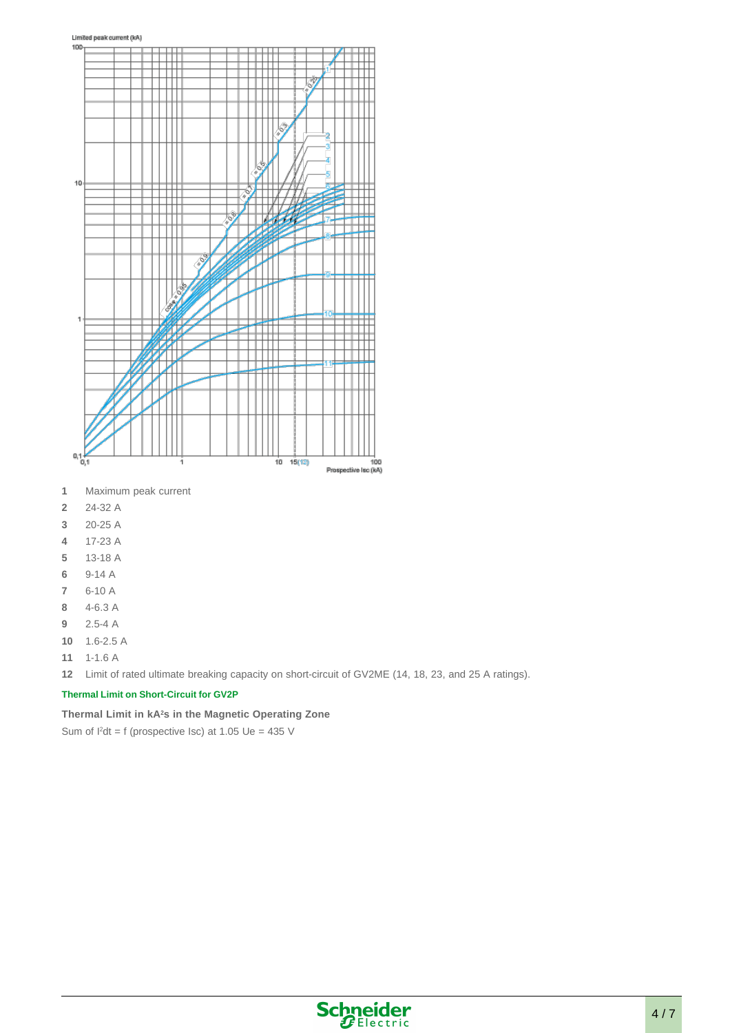Limited peak current (kA)

100

10

1

0,1

0,1

1

10 15(12)

100

Prospective Isc (kA)

1

= 0.25

= 0.3

= 0.5

= 0.7

= 0.8

= 0.9

cos φ = 0.95

2

3

4

5

6

7

8

9

10

11

1 Maximum peak current
2 24-32 A
3 20-25 A
4 17-23 A
5 13-18 A
6 9-14 A
7 6-10 A
8 4-6.3 A
9 2.5-4 A
10 1.6-2.5 A
11 1-1.6 A
12 Limit of rated ultimate breaking capacity on short-circuit of GV2ME (14, 18, 23, and 25 A ratings).

## Thermal Limit on Short-Circuit for GV2P

**Thermal Limit in $kA^2s$ in the Magnetic Operating Zone**

Sum of $I^2dt$ = f (prospective Isc) at 1.05 Ue = 435 V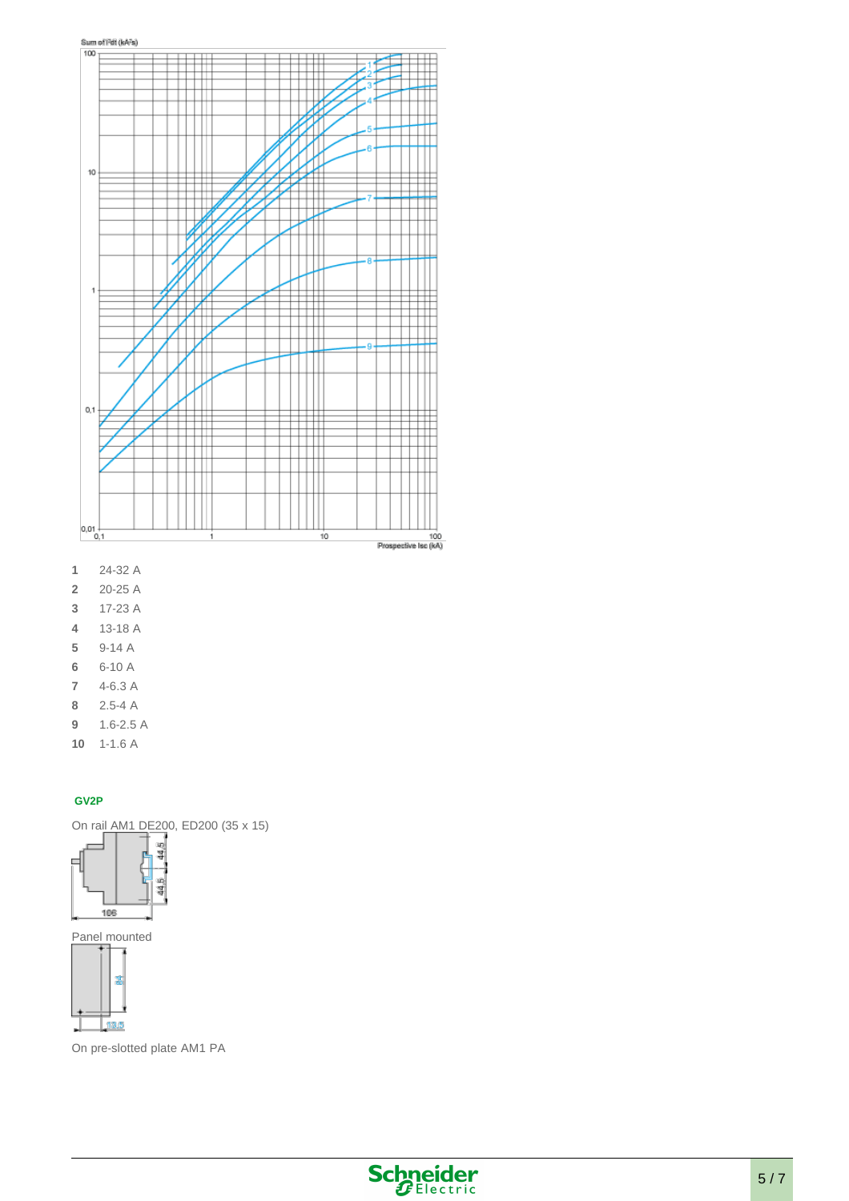Sum of I²dt (kA²s)

100

10

1

0,1

0,01

0,1

1

10

100

Prospective Isc (kA)

1
2
3
4
5
6
7
8
9

| | |
|---|---|
| 1 | 24-32 A |
| 2 | 20-25 A |
| 3 | 17-23 A |
| 4 | 13-18 A |
| 5 | 9-14 A |
| 6 | 6-10 A |
| 7 | 4-6.3 A |
| 8 | 2.5-4 A |
| 9 | 1.6-2.5 A |
| 10 | 1-1.6 A |

**GV2P**

On rail AM1 DE200, ED200 (35 x 15)

44,5

44,5

106

Panel mounted

84

18,5

On pre-slotted plate AM1 PA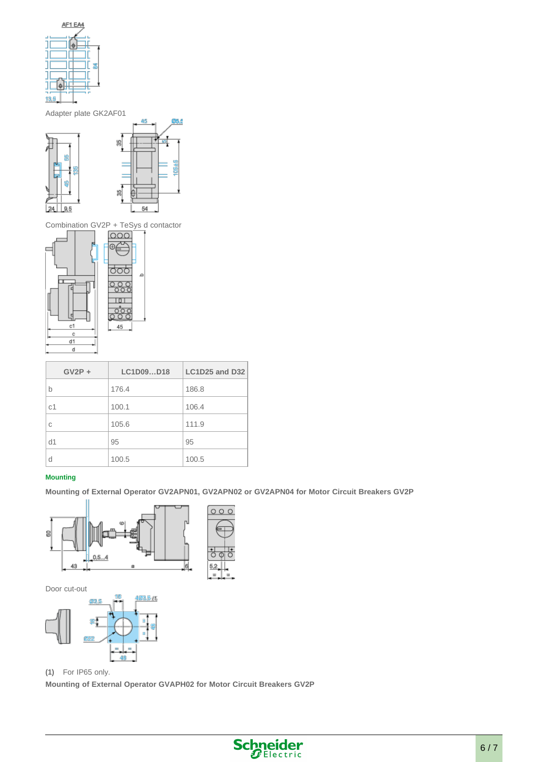Adapter plate GK2AF01

Combination GV2P + TeSys d contactor

| GV2P + | LC1D09…D18 | LC1D25 and D32 |
|---|---|---|
| b | 176.4 | 186.8 |
| c1 | 100.1 | 106.4 |
| c | 105.6 | 111.9 |
| d1 | 95 | 95 |
| d | 100.5 | 100.5 |

## Mounting

**Mounting of External Operator GV2APN01, GV2APN02 or GV2APN04 for Motor Circuit Breakers GV2P**

Door cut-out

**(1)** For IP65 only.

**Mounting of External Operator GVAPH02 for Motor Circuit Breakers GV2P**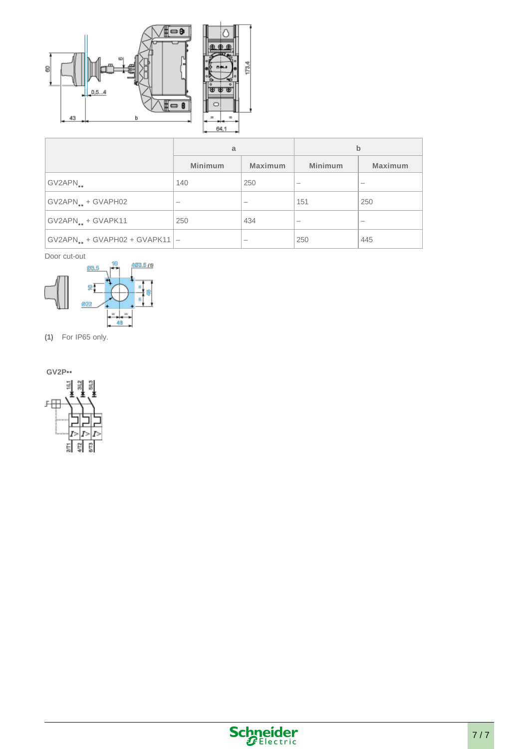| | a | | b | |
|---|---|---|---|---|
| | Minimum | Maximum | Minimum | Maximum |
| GV2APN•• | 140 | 250 | – | – |
| GV2APN•• + GVAPH02 | – | – | 151 | 250 |
| GV2APN•• + GVAPK11 | 250 | 434 | – | – |
| GV2APN•• + GVAPH02 + GVAPK11 | – | – | 250 | 445 |

Door cut-out

**(1)** For IP65 only.

**GV2P••**